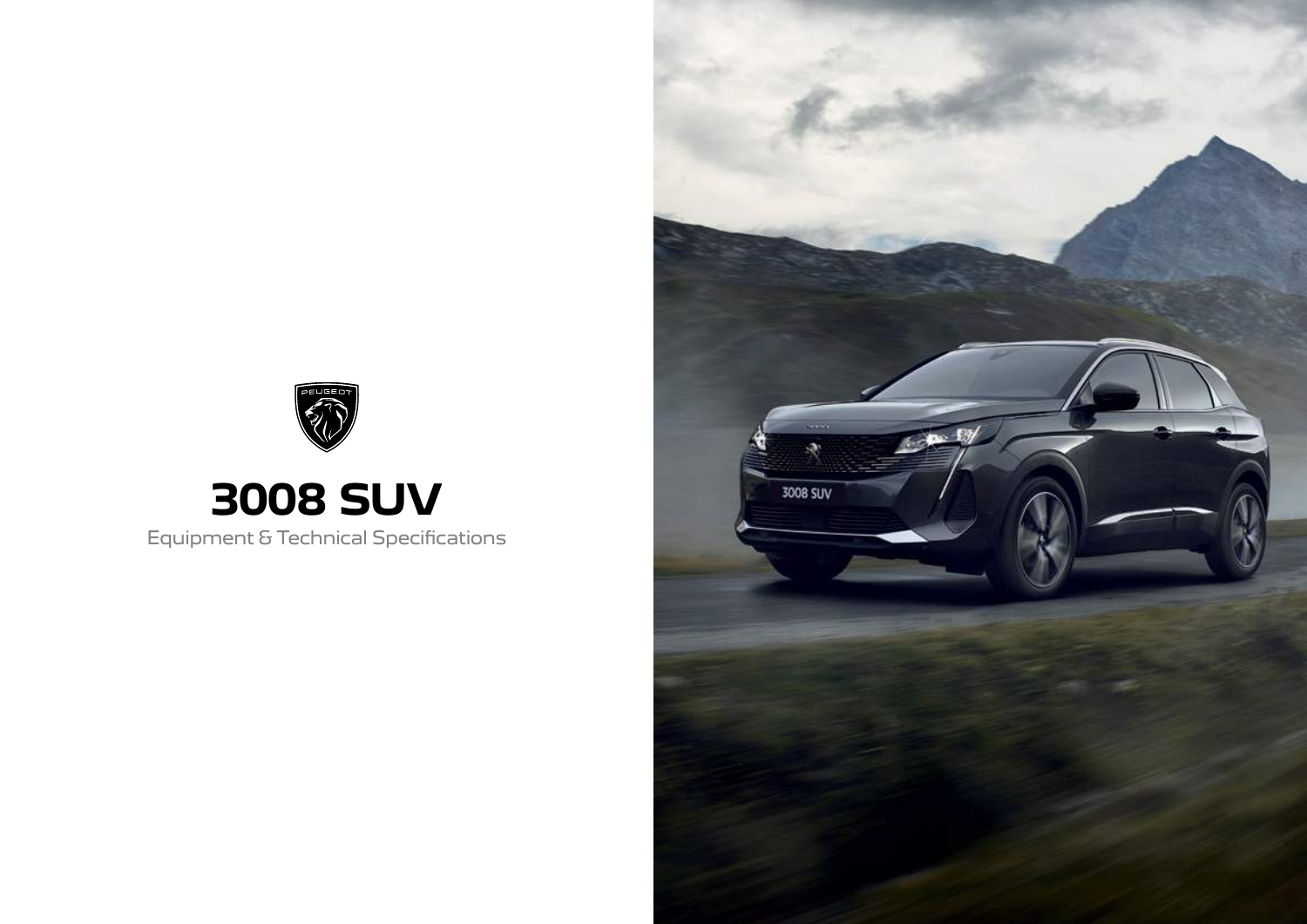# 3008 SUV

Equipment & Technical Specifications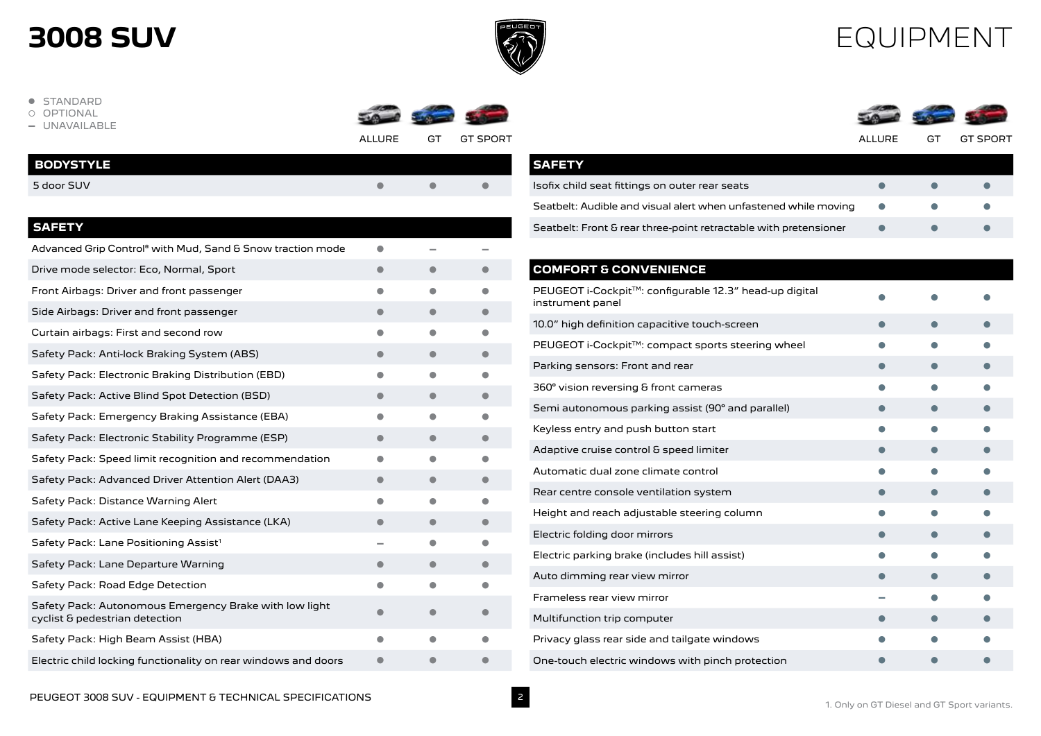# 3008 SUV

# EQUIPMENT

● STANDARD
○ OPTIONAL
– UNAVAILABLE

| BODYSTYLE | ALLURE | GT | GT SPORT |
|---|---|---|---|
| 5 door SUV | ● | ● | ● |

| SAFETY | ALLURE | GT | GT SPORT |
|---|---|---|---|
| Advanced Grip Control® with Mud, Sand & Snow traction mode | ● | – | – |
| Drive mode selector: Eco, Normal, Sport | ● | ● | ● |
| Front Airbags: Driver and front passenger | ● | ● | ● |
| Side Airbags: Driver and front passenger | ● | ● | ● |
| Curtain airbags: First and second row | ● | ● | ● |
| Safety Pack: Anti-lock Braking System (ABS) | ● | ● | ● |
| Safety Pack: Electronic Braking Distribution (EBD) | ● | ● | ● |
| Safety Pack: Active Blind Spot Detection (BSD) | ● | ● | ● |
| Safety Pack: Emergency Braking Assistance (EBA) | ● | ● | ● |
| Safety Pack: Electronic Stability Programme (ESP) | ● | ● | ● |
| Safety Pack: Speed limit recognition and recommendation | ● | ● | ● |
| Safety Pack: Advanced Driver Attention Alert (DAA3) | ● | ● | ● |
| Safety Pack: Distance Warning Alert | ● | ● | ● |
| Safety Pack: Active Lane Keeping Assistance (LKA) | ● | ● | ● |
| Safety Pack: Lane Positioning Assist[1] | – | ● | ● |
| Safety Pack: Lane Departure Warning | ● | ● | ● |
| Safety Pack: Road Edge Detection | ● | ● | ● |
| Safety Pack: Autonomous Emergency Brake with low light cyclist & pedestrian detection | ● | ● | ● |
| Safety Pack: High Beam Assist (HBA) | ● | ● | ● |
| Electric child locking functionality on rear windows and doors | ● | ● | ● |
| Isofix child seat fittings on outer rear seats | ● | ● | ● |
| Seatbelt: Audible and visual alert when unfastened while moving | ● | ● | ● |
| Seatbelt: Front & rear three-point retractable with pretensioner | ● | ● | ● |

| COMFORT & CONVENIENCE | ALLURE | GT | GT SPORT |
|---|---|---|---|
| PEUGEOT i-Cockpit™: configurable 12.3" head-up digital instrument panel | ● | ● | ● |
| 10.0" high definition capacitive touch-screen | ● | ● | ● |
| PEUGEOT i-Cockpit™: compact sports steering wheel | ● | ● | ● |
| Parking sensors: Front and rear | ● | ● | ● |
| 360° vision reversing & front cameras | ● | ● | ● |
| Semi autonomous parking assist (90° and parallel) | ● | ● | ● |
| Keyless entry and push button start | ● | ● | ● |
| Adaptive cruise control & speed limiter | ● | ● | ● |
| Automatic dual zone climate control | ● | ● | ● |
| Rear centre console ventilation system | ● | ● | ● |
| Height and reach adjustable steering column | ● | ● | ● |
| Electric folding door mirrors | ● | ● | ● |
| Electric parking brake (includes hill assist) | ● | ● | ● |
| Auto dimming rear view mirror | ● | ● | ● |
| Frameless rear view mirror | – | ● | ● |
| Multifunction trip computer | ● | ● | ● |
| Privacy glass rear side and tailgate windows | ● | ● | ● |
| One-touch electric windows with pinch protection | ● | ● | ● |

1. Only on GT Diesel and GT Sport variants.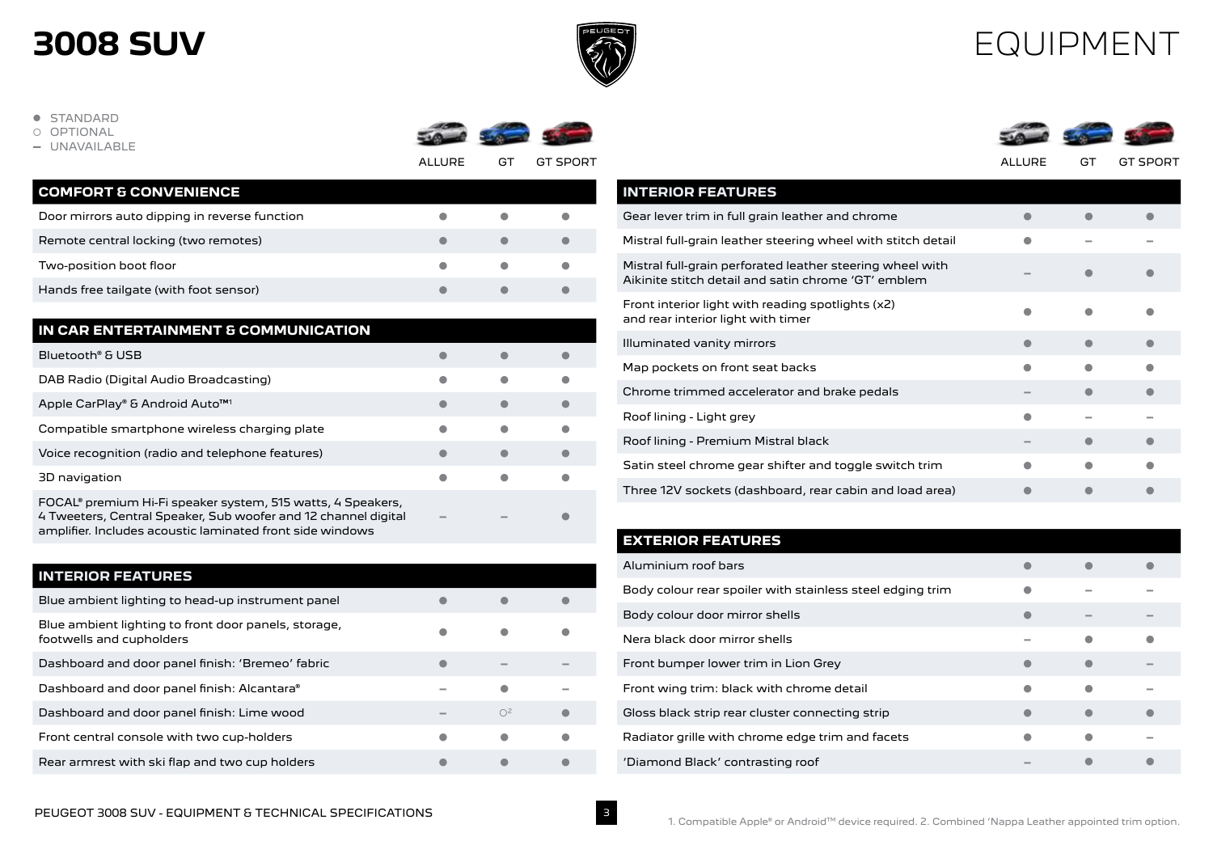# 3008 SUV

# EQUIPMENT

● STANDARD
○ OPTIONAL
– UNAVAILABLE

| COMFORT & CONVENIENCE | ALLURE | GT | GT SPORT |
| --- | --- | --- | --- |
| Door mirrors auto dipping in reverse function | ● | ● | ● |
| Remote central locking (two remotes) | ● | ● | ● |
| Two-position boot floor | ● | ● | ● |
| Hands free tailgate (with foot sensor) | ● | ● | ● |

| IN CAR ENTERTAINMENT & COMMUNICATION | ALLURE | GT | GT SPORT |
| --- | --- | --- | --- |
| Bluetooth® & USB | ● | ● | ● |
| DAB Radio (Digital Audio Broadcasting) | ● | ● | ● |
| Apple CarPlay® & Android Auto™[1] | ● | ● | ● |
| Compatible smartphone wireless charging plate | ● | ● | ● |
| Voice recognition (radio and telephone features) | ● | ● | ● |
| 3D navigation | ● | ● | ● |
| FOCAL® premium Hi-Fi speaker system, 515 watts, 4 Speakers, 4 Tweeters, Central Speaker, Sub woofer and 12 channel digital amplifier. Includes acoustic laminated front side windows | – | – | ● |

| INTERIOR FEATURES | ALLURE | GT | GT SPORT |
| --- | --- | --- | --- |
| Blue ambient lighting to head-up instrument panel | ● | ● | ● |
| Blue ambient lighting to front door panels, storage, footwells and cupholders | ● | ● | ● |
| Dashboard and door panel finish: 'Bremeo' fabric | ● | – | – |
| Dashboard and door panel finish: Alcantara® | – | ● | – |
| Dashboard and door panel finish: Lime wood | – | ○[2] | ● |
| Front central console with two cup-holders | ● | ● | ● |
| Rear armrest with ski flap and two cup holders | ● | ● | ● |
| Gear lever trim in full grain leather and chrome | ● | ● | ● |
| Mistral full-grain leather steering wheel with stitch detail | ● | – | – |
| Mistral full-grain perforated leather steering wheel with Aikinite stitch detail and satin chrome 'GT' emblem | – | ● | ● |
| Front interior light with reading spotlights (x2) and rear interior light with timer | ● | ● | ● |
| Illuminated vanity mirrors | ● | ● | ● |
| Map pockets on front seat backs | ● | ● | ● |
| Chrome trimmed accelerator and brake pedals | – | ● | ● |
| Roof lining - Light grey | ● | – | – |
| Roof lining - Premium Mistral black | – | ● | ● |
| Satin steel chrome gear shifter and toggle switch trim | ● | ● | ● |
| Three 12V sockets (dashboard, rear cabin and load area) | ● | ● | ● |

| EXTERIOR FEATURES | ALLURE | GT | GT SPORT |
| --- | --- | --- | --- |
| Aluminium roof bars | ● | ● | ● |
| Body colour rear spoiler with stainless steel edging trim | ● | – | – |
| Body colour door mirror shells | ● | – | – |
| Nera black door mirror shells | – | ● | ● |
| Front bumper lower trim in Lion Grey | ● | ● | – |
| Front wing trim: black with chrome detail | ● | ● | – |
| Gloss black strip rear cluster connecting strip | ● | ● | ● |
| Radiator grille with chrome edge trim and facets | ● | ● | – |
| 'Diamond Black' contrasting roof | – | ● | ● |

1. Compatible Apple® or Android™ device required. 2. Combined 'Nappa Leather appointed trim option.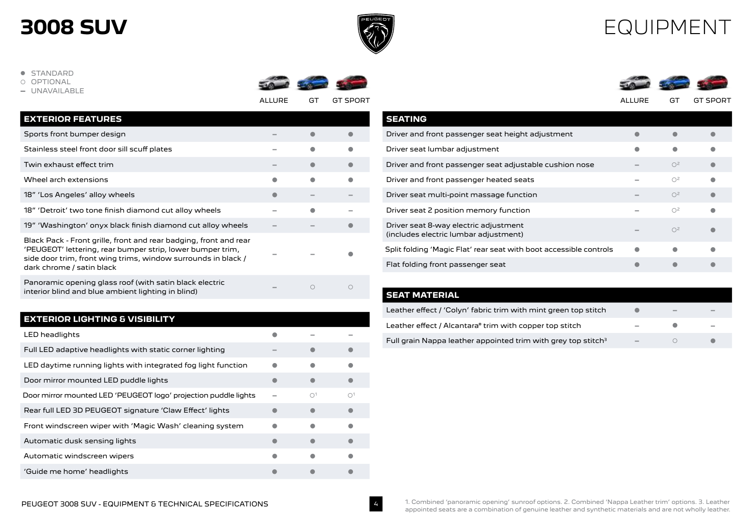# 3008 SUV

# EQUIPMENT

- ● STANDARD
- ○ OPTIONAL
- – UNAVAILABLE

| EXTERIOR FEATURES | ALLURE | GT | GT SPORT |
|---|---|---|---|
| Sports front bumper design | – | ● | ● |
| Stainless steel front door sill scuff plates | – | ● | ● |
| Twin exhaust effect trim | – | ● | ● |
| Wheel arch extensions | ● | ● | ● |
| 18″ 'Los Angeles' alloy wheels | ● | – | – |
| 18″ 'Detroit' two tone finish diamond cut alloy wheels | – | ● | – |
| 19″ 'Washington' onyx black finish diamond cut alloy wheels | – | – | ● |
| Black Pack - Front grille, front and rear badging, front and rear 'PEUGEOT' lettering, rear bumper strip, lower bumper trim, side door trim, front wing trims, window surrounds in black / dark chrome / satin black | – | – | ● |
| Panoramic opening glass roof (with satin black electric interior blind and blue ambient lighting in blind) | – | ○ | ○ |

| EXTERIOR LIGHTING & VISIBILITY | ALLURE | GT | GT SPORT |
|---|---|---|---|
| LED headlights | ● | – | – |
| Full LED adaptive headlights with static corner lighting | – | ● | ● |
| LED daytime running lights with integrated fog light function | ● | ● | ● |
| Door mirror mounted LED puddle lights | ● | ● | ● |
| Door mirror mounted LED 'PEUGEOT logo' projection puddle lights | – | ○[1] | ○[1] |
| Rear full LED 3D PEUGEOT signature 'Claw Effect' lights | ● | ● | ● |
| Front windscreen wiper with 'Magic Wash' cleaning system | ● | ● | ● |
| Automatic dusk sensing lights | ● | ● | ● |
| Automatic windscreen wipers | ● | ● | ● |
| 'Guide me home' headlights | ● | ● | ● |

| SEATING | ALLURE | GT | GT SPORT |
|---|---|---|---|
| Driver and front passenger seat height adjustment | ● | ● | ● |
| Driver seat lumbar adjustment | ● | ● | ● |
| Driver and front passenger seat adjustable cushion nose | – | ○[2] | ● |
| Driver and front passenger heated seats | – | ○[2] | ● |
| Driver seat multi-point massage function | – | ○[2] | ● |
| Driver seat 2 position memory function | – | ○[2] | ● |
| Driver seat 8-way electric adjustment (includes electric lumbar adjustment) | – | ○[2] | ● |
| Split folding 'Magic Flat' rear seat with boot accessible controls | ● | ● | ● |
| Flat folding front passenger seat | ● | ● | ● |

| SEAT MATERIAL | ALLURE | GT | GT SPORT |
|---|---|---|---|
| Leather effect / 'Colyn' fabric trim with mint green top stitch | ● | – | – |
| Leather effect / Alcantara® trim with copper top stitch | – | ● | – |
| Full grain Nappa leather appointed trim with grey top stitch[3] | – | ○ | ● |

1. Combined 'panoramic opening' sunroof options. 2. Combined 'Nappa Leather trim' options. 3. Leather appointed seats are a combination of genuine leather and synthetic materials and are not wholly leather.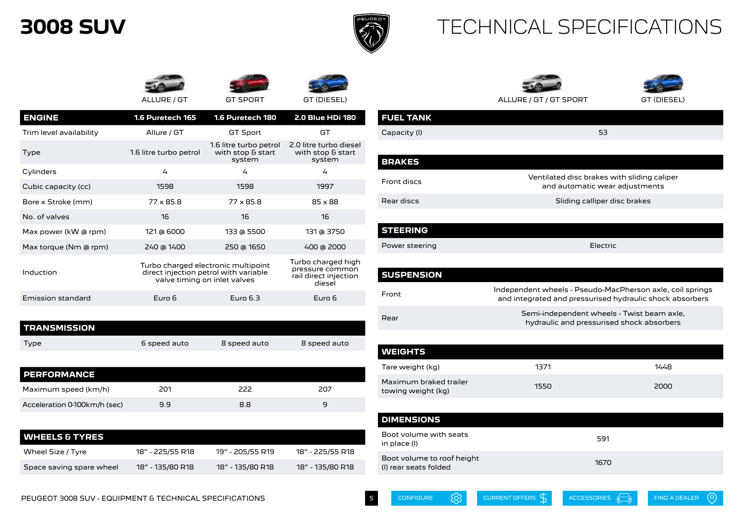# 3008 SUV

# TECHNICAL SPECIFICATIONS

| | ALLURE / GT | GT SPORT | GT (DIESEL) |
|---|---|---|---|
| **ENGINE** | **1.6 Puretech 165** | **1.6 Puretech 180** | **2.0 Blue HDi 180** |
| Trim level availability | Allure / GT | GT Sport | GT |
| Type | 1.6 litre turbo petrol | 1.6 litre turbo petrol with stop & start system | 2.0 litre turbo diesel with stop & start system |
| Cylinders | 4 | 4 | 4 |
| Cubic capacity (cc) | 1598 | 1598 | 1997 |
| Bore x Stroke (mm) | 77 x 85.8 | 77 x 85.8 | 85 x 88 |
| No. of valves | 16 | 16 | 16 |
| Max power (kW @ rpm) | 121 @ 6000 | 133 @ 5500 | 131 @ 3750 |
| Max torque (Nm @ rpm) | 240 @ 1400 | 250 @ 1650 | 400 @ 2000 |
| Induction | Turbo charged electronic multipoint direct injection petrol with variable valve timing on inlet valves | | Turbo charged high pressure common rail direct injection diesel |
| Emission standard | Euro 6 | Euro 6.3 | Euro 6 |
| **TRANSMISSION** | | | |
| Type | 6 speed auto | 8 speed auto | 8 speed auto |
| **PERFORMANCE** | | | |
| Maximum speed (km/h) | 201 | 222 | 207 |
| Acceleration 0-100km/h (sec) | 9.9 | 8.8 | 9 |
| **WHEELS & TYRES** | | | |
| Wheel Size / Tyre | 18" - 225/55 R18 | 19" - 205/55 R19 | 18" - 225/55 R18 |
| Space saving spare wheel | 18" - 135/80 R18 | 18" - 135/80 R18 | 18" - 135/80 R18 |

| | ALLURE / GT / GT SPORT | GT (DIESEL) |
|---|---|---|
| **FUEL TANK** | | |
| Capacity (l) | 53 | |
| **BRAKES** | | |
| Front discs | Ventilated disc brakes with sliding caliper and automatic wear adjustments | |
| Rear discs | Sliding calliper disc brakes | |
| **STEERING** | | |
| Power steering | Electric | |
| **SUSPENSION** | | |
| Front | Independent wheels - Pseudo-MacPherson axle, coil springs and integrated and pressurised hydraulic shock absorbers | |
| Rear | Semi-independent wheels - Twist beam axle, hydraulic and pressurised shock absorbers | |
| **WEIGHTS** | | |
| Tare weight (kg) | 1371 | 1448 |
| Maximum braked trailer towing weight (kg) | 1550 | 2000 |
| **DIMENSIONS** | | |
| Boot volume with seats in place (l) | 591 | |
| Boot volume to roof height (l) rear seats folded | 1670 | |

PEUGEOT 3008 SUV - EQUIPMENT & TECHNICAL SPECIFICATIONS

CONFIGURE | CURRENT OFFERS | ACCESSORIES | FIND A DEALER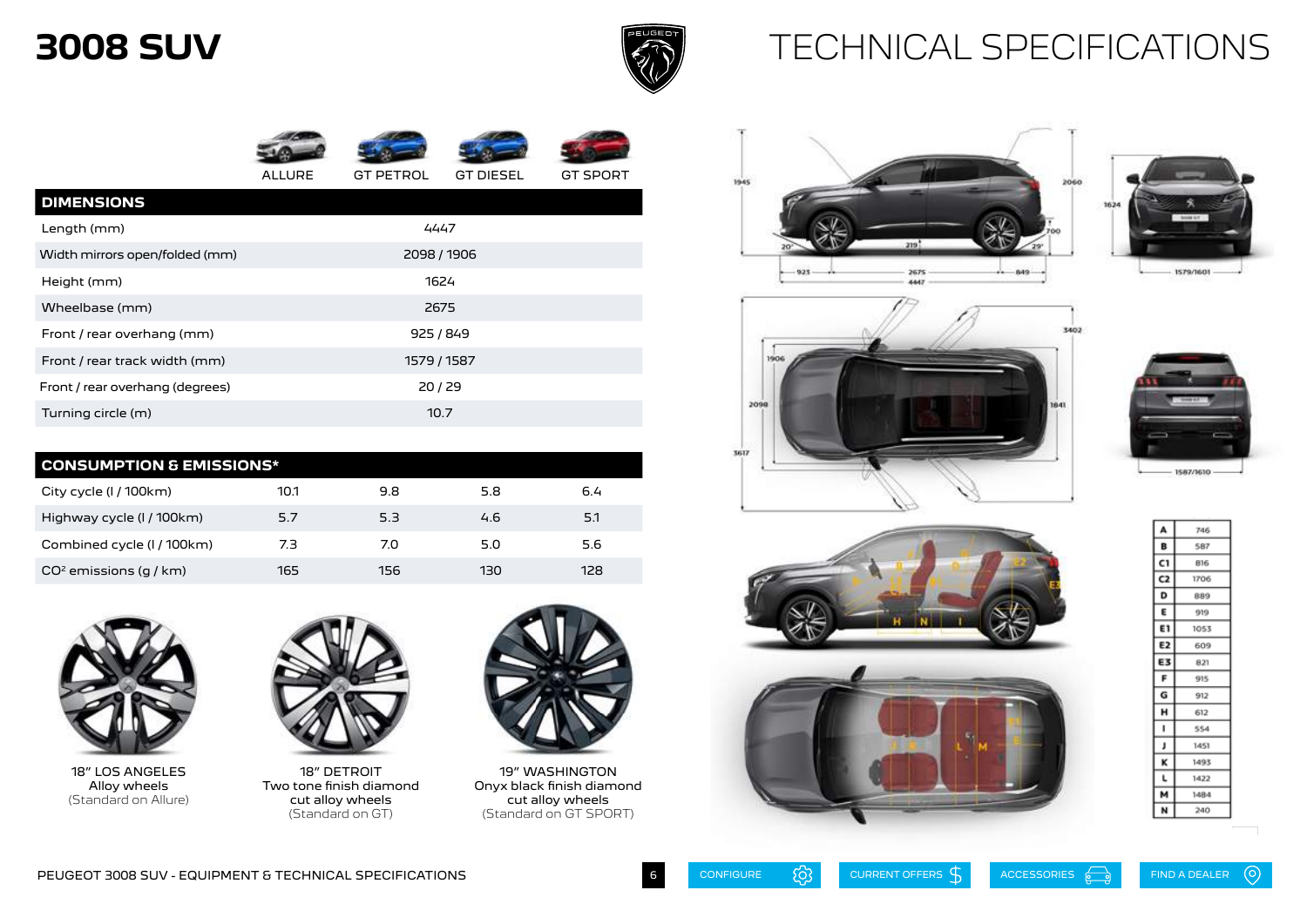# 3008 SUV

# TECHNICAL SPECIFICATIONS

| | ALLURE | GT PETROL | GT DIESEL | GT SPORT |
|---|---|---|---|---|
| **DIMENSIONS** | | | | |
| Length (mm) | 4447 | | | |
| Width mirrors open/folded (mm) | 2098 / 1906 | | | |
| Height (mm) | 1624 | | | |
| Wheelbase (mm) | 2675 | | | |
| Front / rear overhang (mm) | 925 / 849 | | | |
| Front / rear track width (mm) | 1579 / 1587 | | | |
| Front / rear overhang (degrees) | 20 / 29 | | | |
| Turning circle (m) | 10.7 | | | |

| **CONSUMPTION & EMISSIONS*** | ALLURE | GT PETROL | GT DIESEL | GT SPORT |
|---|---|---|---|---|
| City cycle (l / 100km) | 10.1 | 9.8 | 5.8 | 6.4 |
| Highway cycle (l / 100km) | 5.7 | 5.3 | 4.6 | 5.1 |
| Combined cycle (l / 100km) | 7.3 | 7.0 | 5.0 | 5.6 |
| $CO_2$ emissions (g / km) | 165 | 156 | 130 | 128 |

18" LOS ANGELES
Alloy wheels
(Standard on Allure)

18" DETROIT
Two tone finish diamond
cut alloy wheels
(Standard on GT)

19" WASHINGTON
Onyx black finish diamond
cut alloy wheels
(Standard on GT SPORT)

| | |
|---|---|
| A | 746 |
| B | 587 |
| C1 | 816 |
| C2 | 1706 |
| D | 889 |
| E | 919 |
| E1 | 1053 |
| E2 | 609 |
| E3 | 821 |
| F | 915 |
| G | 912 |
| H | 612 |
| I | 554 |
| J | 1451 |
| K | 1493 |
| L | 1422 |
| M | 1484 |
| N | 240 |

CONFIGURE | CURRENT OFFERS | ACCESSORIES | FIND A DEALER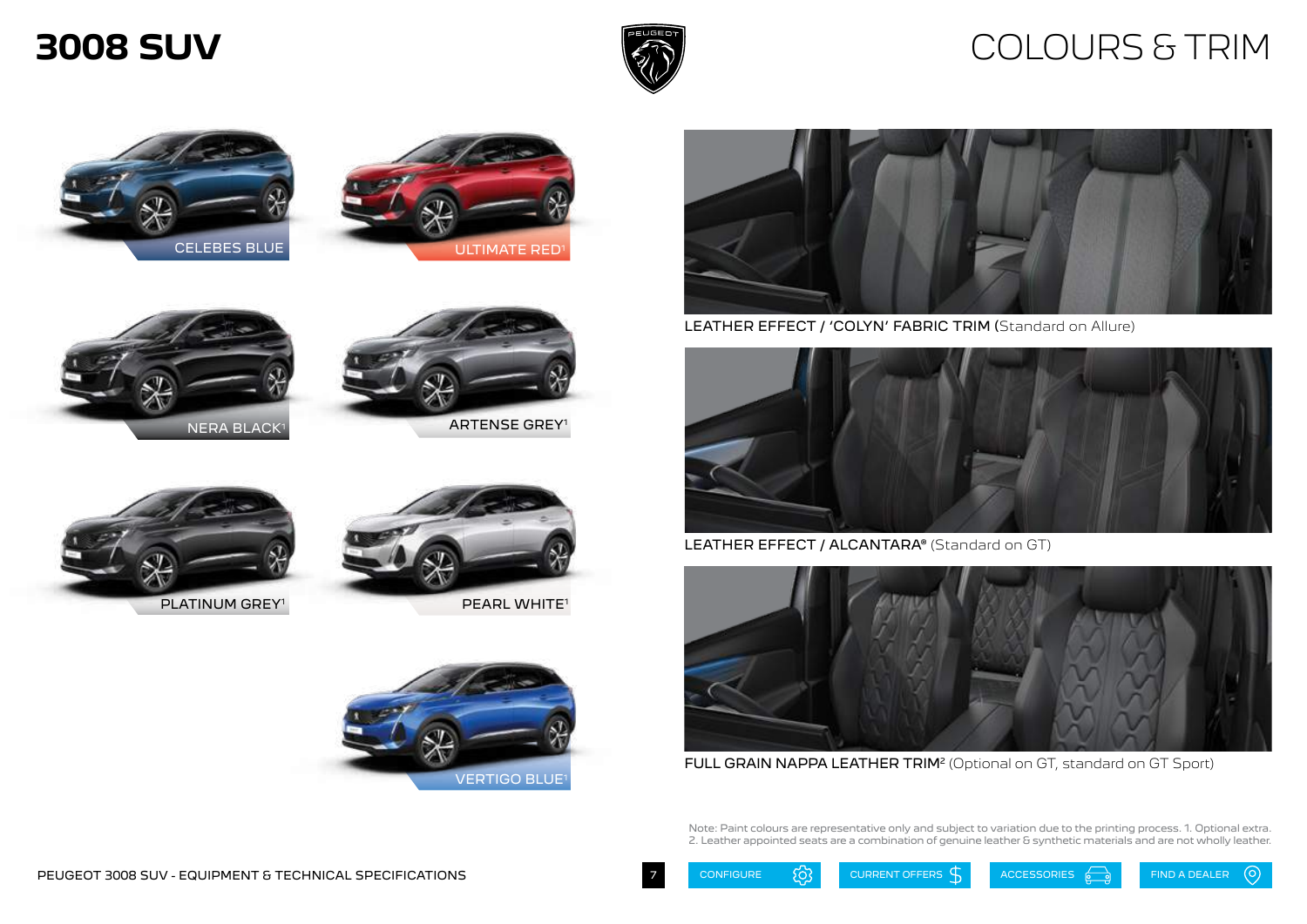# 3008 SUV

# COLOURS & TRIM

CELEBES BLUE

ULTIMATE RED[1]

NERA BLACK[1]

ARTENSE GREY[1]

PLATINUM GREY[1]

PEARL WHITE[1]

VERTIGO BLUE[1]

**LEATHER EFFECT / 'COLYN' FABRIC TRIM** (Standard on Allure)

**LEATHER EFFECT / ALCANTARA®** (Standard on GT)

**FULL GRAIN NAPPA LEATHER TRIM[2]** (Optional on GT, standard on GT Sport)

Note: Paint colours are representative only and subject to variation due to the printing process. 1. Optional extra. 2. Leather appointed seats are a combination of genuine leather & synthetic materials and are not wholly leather.

CONFIGURE | CURRENT OFFERS | ACCESSORIES | FIND A DEALER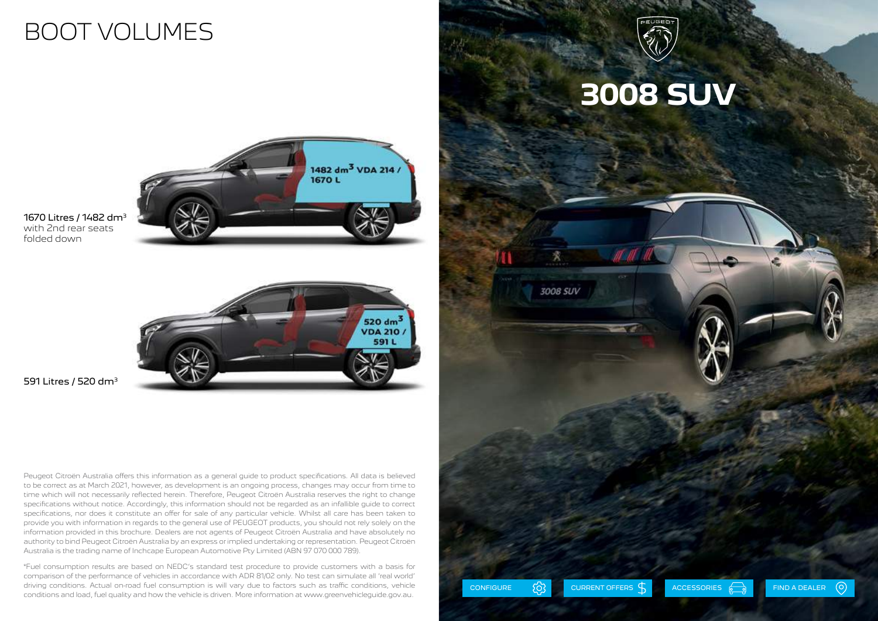# BOOT VOLUMES

1482 dm³ VDA 214 / 1670 L

1670 Litres / 1482 dm³ with 2nd rear seats folded down

520 dm³ VDA 210 / 591 L

591 Litres / 520 dm³

Peugeot Citroën Australia offers this information as a general guide to product specifications. All data is believed to be correct as at March 2021, however, as development is an ongoing process, changes may occur from time to time which will not necessarily reflected herein. Therefore, Peugeot Citroën Australia reserves the right to change specifications without notice. Accordingly, this information should not be regarded as an infallible guide to correct specifications, nor does it constitute an offer for sale of any particular vehicle. Whilst all care has been taken to provide you with information in regards to the general use of PEUGEOT products, you should not rely solely on the information provided in this brochure. Dealers are not agents of Peugeot Citroën Australia and have absolutely no authority to bind Peugeot Citroën Australia by an express or implied undertaking or representation. Peugeot Citroën Australia is the trading name of Inchcape European Automotive Pty Limited (ABN 97 070 000 789).

*Fuel consumption results are based on NEDC's standard test procedure to provide customers with a basis for comparison of the performance of vehicles in accordance with ADR 81/02 only. No test can simulate all 'real world' driving conditions. Actual on-road fuel consumption is will vary due to factors such as traffic conditions, vehicle conditions and load, fuel quality and how the vehicle is driven. More information at www.greenvehicleguide.gov.au.

PEUGEOT

# 3008 SUV

CONFIGURE

CURRENT OFFERS

ACCESSORIES

FIND A DEALER